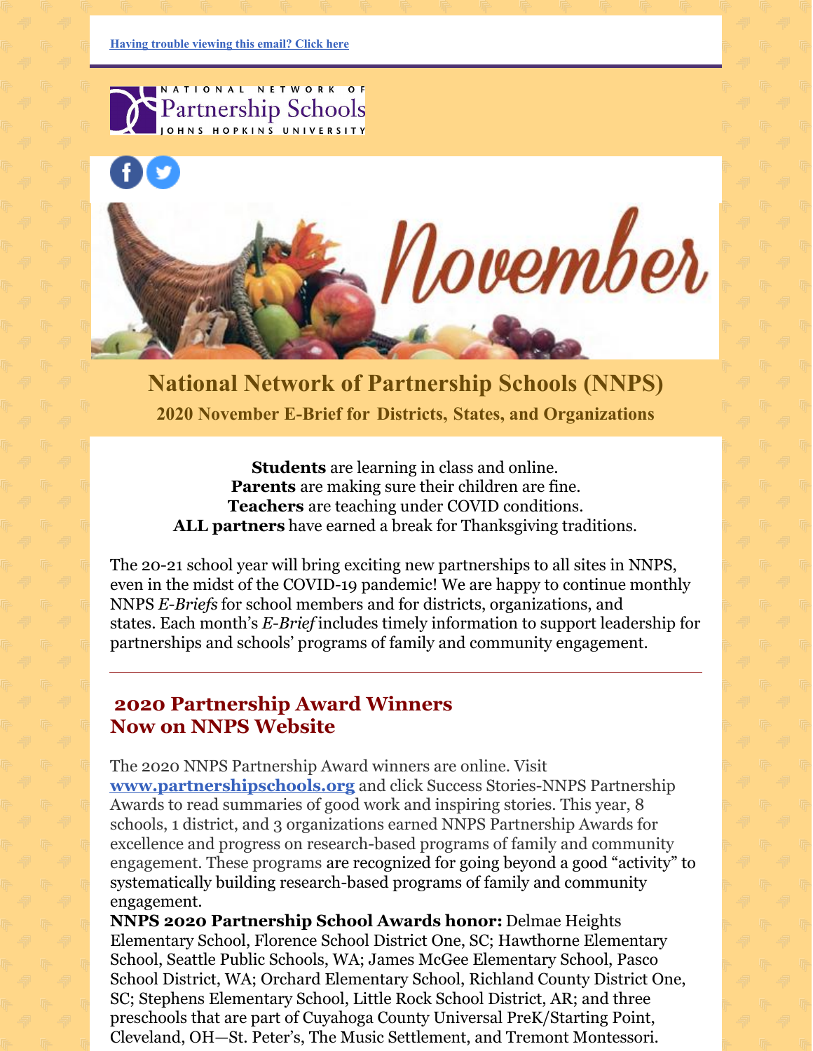Having trouble viewing this email? Click here

NATIONAL NETWORK OF Partnership Schools JOHNS HOPKINS UNIVERSITY

# National Network of Partnership Schools (NNPS)

## 2020 November E-Brief for Districts, States, and Organizations

**Students** are learning in class and online.
**Parents** are making sure their children are fine.
**Teachers** are teaching under COVID conditions.
**ALL partners** have earned a break for Thanksgiving traditions.

The 20-21 school year will bring exciting new partnerships to all sites in NNPS, even in the midst of the COVID-19 pandemic! We are happy to continue monthly NNPS *E-Briefs* for school members and for districts, organizations, and states. Each month's *E-Brief* includes timely information to support leadership for partnerships and schools' programs of family and community engagement.

---

## 2020 Partnership Award Winners Now on NNPS Website

The 2020 NNPS Partnership Award winners are online. Visit **www.partnershipschools.org** and click Success Stories-NNPS Partnership Awards to read summaries of good work and inspiring stories. This year, 8 schools, 1 district, and 3 organizations earned NNPS Partnership Awards for excellence and progress on research-based programs of family and community engagement. These programs are recognized for going beyond a good "activity" to systematically building research-based programs of family and community engagement.

**NNPS 2020 Partnership School Awards honor:** Delmae Heights Elementary School, Florence School District One, SC; Hawthorne Elementary School, Seattle Public Schools, WA; James McGee Elementary School, Pasco School District, WA; Orchard Elementary School, Richland County District One, SC; Stephens Elementary School, Little Rock School District, AR; and three preschools that are part of Cuyahoga County Universal PreK/Starting Point, Cleveland, OH—St. Peter's, The Music Settlement, and Tremont Montessori.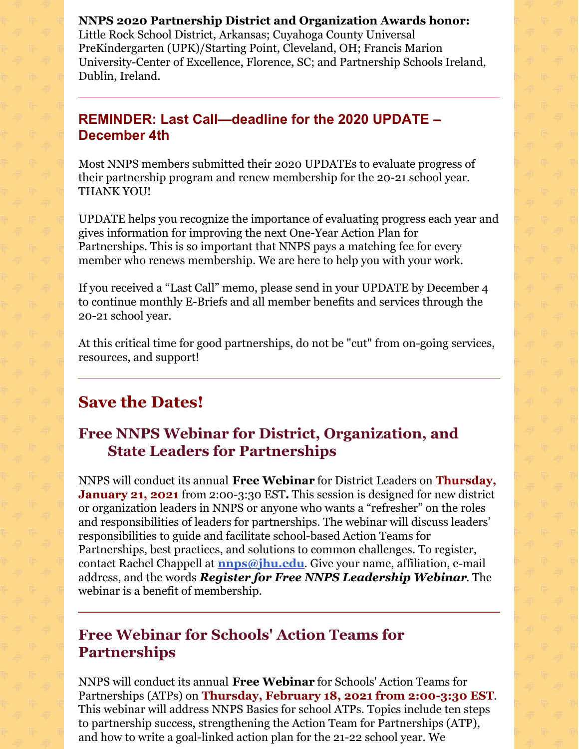**NNPS 2020 Partnership District and Organization Awards honor:** Little Rock School District, Arkansas; Cuyahoga County Universal PreKindergarten (UPK)/Starting Point, Cleveland, OH; Francis Marion University-Center of Excellence, Florence, SC; and Partnership Schools Ireland, Dublin, Ireland.

---

### REMINDER: Last Call—deadline for the 2020 UPDATE – December 4th

Most NNPS members submitted their 2020 UPDATEs to evaluate progress of their partnership program and renew membership for the 20-21 school year. THANK YOU!

UPDATE helps you recognize the importance of evaluating progress each year and gives information for improving the next One-Year Action Plan for Partnerships. This is so important that NNPS pays a matching fee for every member who renews membership. We are here to help you with your work.

If you received a "Last Call" memo, please send in your UPDATE by December 4 to continue monthly E-Briefs and all member benefits and services through the 20-21 school year.

At this critical time for good partnerships, do not be "cut" from on-going services, resources, and support!

---

## Save the Dates!

### Free NNPS Webinar for District, Organization, and State Leaders for Partnerships

NNPS will conduct its annual **Free Webinar** for District Leaders on **Thursday, January 21, 2021** from 2:00-3:30 EST**.** This session is designed for new district or organization leaders in NNPS or anyone who wants a "refresher" on the roles and responsibilities of leaders for partnerships. The webinar will discuss leaders' responsibilities to guide and facilitate school-based Action Teams for Partnerships, best practices, and solutions to common challenges. To register, contact Rachel Chappell at **nnps@jhu.edu**. Give your name, affiliation, e-mail address, and the words ***Register for Free NNPS Leadership Webinar***. The webinar is a benefit of membership.

---

### Free Webinar for Schools' Action Teams for Partnerships

NNPS will conduct its annual **Free Webinar** for Schools' Action Teams for Partnerships (ATPs) on **Thursday, February 18, 2021 from 2:00-3:30 EST**. This webinar will address NNPS Basics for school ATPs. Topics include ten steps to partnership success, strengthening the Action Team for Partnerships (ATP), and how to write a goal-linked action plan for the 21-22 school year. We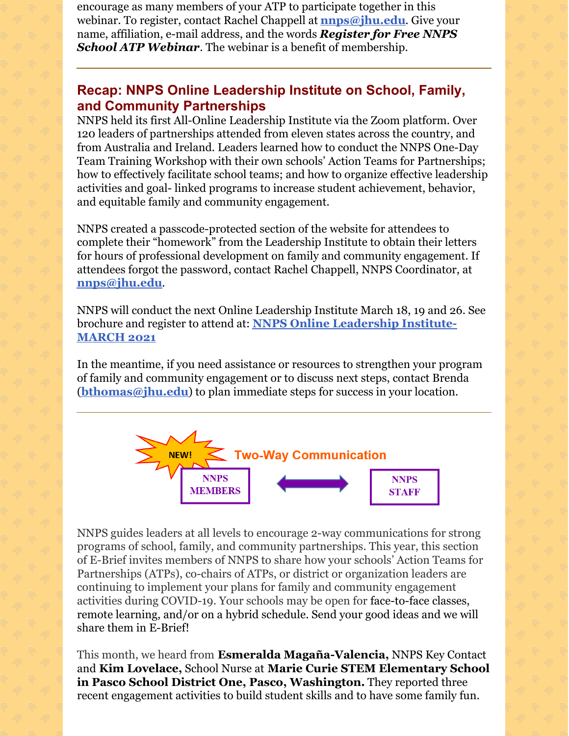encourage as many members of your ATP to participate together in this webinar. To register, contact Rachel Chappell at **nnps@jhu.edu**. Give your name, affiliation, e-mail address, and the words ***Register for Free NNPS School ATP Webinar***. The webinar is a benefit of membership.

---

## Recap: NNPS Online Leadership Institute on School, Family, and Community Partnerships

NNPS held its first All-Online Leadership Institute via the Zoom platform. Over 120 leaders of partnerships attended from eleven states across the country, and from Australia and Ireland. Leaders learned how to conduct the NNPS One-Day Team Training Workshop with their own schools' Action Teams for Partnerships; how to effectively facilitate school teams; and how to organize effective leadership activities and goal- linked programs to increase student achievement, behavior, and equitable family and community engagement.

NNPS created a passcode-protected section of the website for attendees to complete their "homework" from the Leadership Institute to obtain their letters for hours of professional development on family and community engagement. If attendees forgot the password, contact Rachel Chappell, NNPS Coordinator, at **nnps@jhu.edu**.

NNPS will conduct the next Online Leadership Institute March 18, 19 and 26. See brochure and register to attend at: **NNPS Online Leadership Institute-MARCH 2021**

In the meantime, if you need assistance or resources to strengthen your program of family and community engagement or to discuss next steps, contact Brenda (**bthomas@jhu.edu**) to plan immediate steps for success in your location.

---

NEW! **Two-Way Communication**

NNPS MEMBERS ⟷ NNPS STAFF

NNPS guides leaders at all levels to encourage 2-way communications for strong programs of school, family, and community partnerships. This year, this section of E-Brief invites members of NNPS to share how your schools' Action Teams for Partnerships (ATPs), co-chairs of ATPs, or district or organization leaders are continuing to implement your plans for family and community engagement activities during COVID-19. Your schools may be open for face-to-face classes, remote learning, and/or on a hybrid schedule. Send your good ideas and we will share them in E-Brief!

This month, we heard from **Esmeralda Magaña-Valencia,** NNPS Key Contact and **Kim Lovelace,** School Nurse at **Marie Curie STEM Elementary School in Pasco School District One, Pasco, Washington.** They reported three recent engagement activities to build student skills and to have some family fun.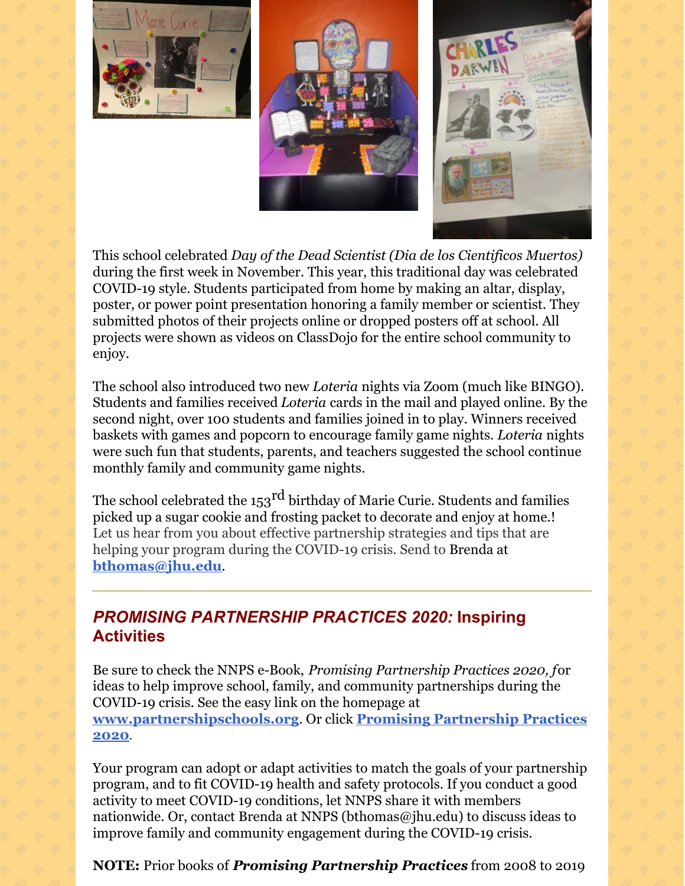This school celebrated *Day of the Dead Scientist (Dia de los Cientificos Muertos)* during the first week in November. This year, this traditional day was celebrated COVID-19 style. Students participated from home by making an altar, display, poster, or power point presentation honoring a family member or scientist. They submitted photos of their projects online or dropped posters off at school. All projects were shown as videos on ClassDojo for the entire school community to enjoy.

The school also introduced two new *Loteria* nights via Zoom (much like BINGO). Students and families received *Loteria* cards in the mail and played online. By the second night, over 100 students and families joined in to play. Winners received baskets with games and popcorn to encourage family game nights. *Loteria* nights were such fun that students, parents, and teachers suggested the school continue monthly family and community game nights.

The school celebrated the 153rd birthday of Marie Curie. Students and families picked up a sugar cookie and frosting packet to decorate and enjoy at home.!
Let us hear from you about effective partnership strategies and tips that are helping your program during the COVID-19 crisis. Send to Brenda at **bthomas@jhu.edu**.

---

## *PROMISING PARTNERSHIP PRACTICES 2020:* Inspiring Activities

Be sure to check the NNPS e-Book, *Promising Partnership Practices 2020, f*or ideas to help improve school, family, and community partnerships during the COVID-19 crisis. See the easy link on the homepage at **www.partnershipschools.org**. Or click **Promising Partnership Practices 2020**.

Your program can adopt or adapt activities to match the goals of your partnership program, and to fit COVID-19 health and safety protocols. If you conduct a good activity to meet COVID-19 conditions, let NNPS share it with members nationwide. Or, contact Brenda at NNPS (bthomas@jhu.edu) to discuss ideas to improve family and community engagement during the COVID-19 crisis.

**NOTE:** Prior books of ***Promising Partnership Practices*** from 2008 to 2019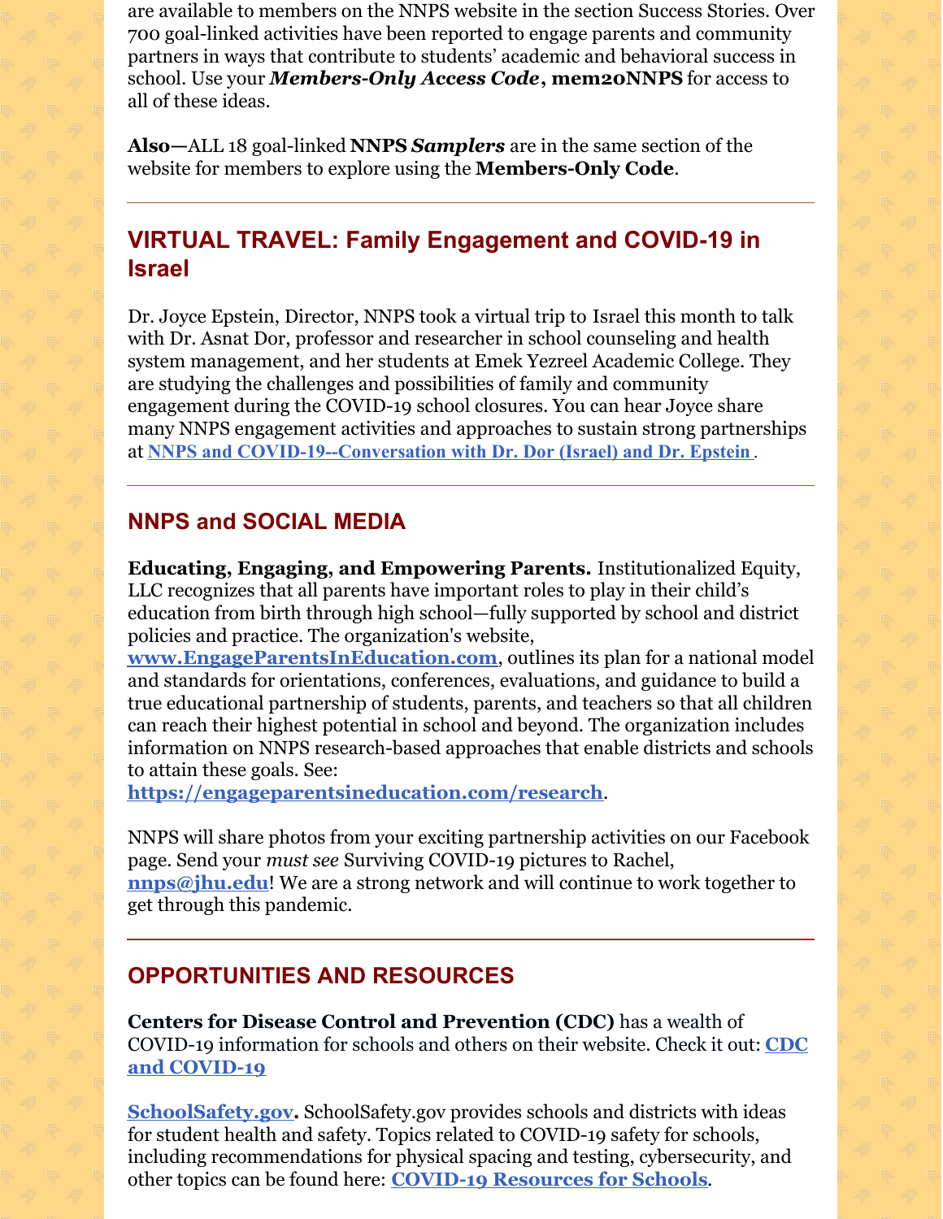are available to members on the NNPS website in the section Success Stories. Over 700 goal-linked activities have been reported to engage parents and community partners in ways that contribute to students' academic and behavioral success in school. Use your ***Members-Only Access Code*****, mem20NNPS** for access to all of these ideas.

**Also—**ALL 18 goal-linked **NNPS *Samplers*** are in the same section of the website for members to explore using the **Members-Only Code**.

---

## VIRTUAL TRAVEL: Family Engagement and COVID-19 in Israel

Dr. Joyce Epstein, Director, NNPS took a virtual trip to Israel this month to talk with Dr. Asnat Dor, professor and researcher in school counseling and health system management, and her students at Emek Yezreel Academic College. They are studying the challenges and possibilities of family and community engagement during the COVID-19 school closures. You can hear Joyce share many NNPS engagement activities and approaches to sustain strong partnerships at **NNPS and COVID-19--Conversation with Dr. Dor (Israel) and Dr. Epstein** .

---

## NNPS and SOCIAL MEDIA

**Educating, Engaging, and Empowering Parents.** Institutionalized Equity, LLC recognizes that all parents have important roles to play in their child's education from birth through high school—fully supported by school and district policies and practice. The organization's website, **www.EngageParentsInEducation.com**, outlines its plan for a national model and standards for orientations, conferences, evaluations, and guidance to build a true educational partnership of students, parents, and teachers so that all children can reach their highest potential in school and beyond. The organization includes information on NNPS research-based approaches that enable districts and schools to attain these goals. See: **https://engageparentsineducation.com/research**.

NNPS will share photos from your exciting partnership activities on our Facebook page. Send your *must see* Surviving COVID-19 pictures to Rachel, **nnps@jhu.edu**! We are a strong network and will continue to work together to get through this pandemic.

---

## OPPORTUNITIES AND RESOURCES

**Centers for Disease Control and Prevention (CDC)** has a wealth of COVID-19 information for schools and others on their website. Check it out: **CDC and COVID-19**

**SchoolSafety.gov.** SchoolSafety.gov provides schools and districts with ideas for student health and safety. Topics related to COVID-19 safety for schools, including recommendations for physical spacing and testing, cybersecurity, and other topics can be found here: **COVID-19 Resources for Schools**.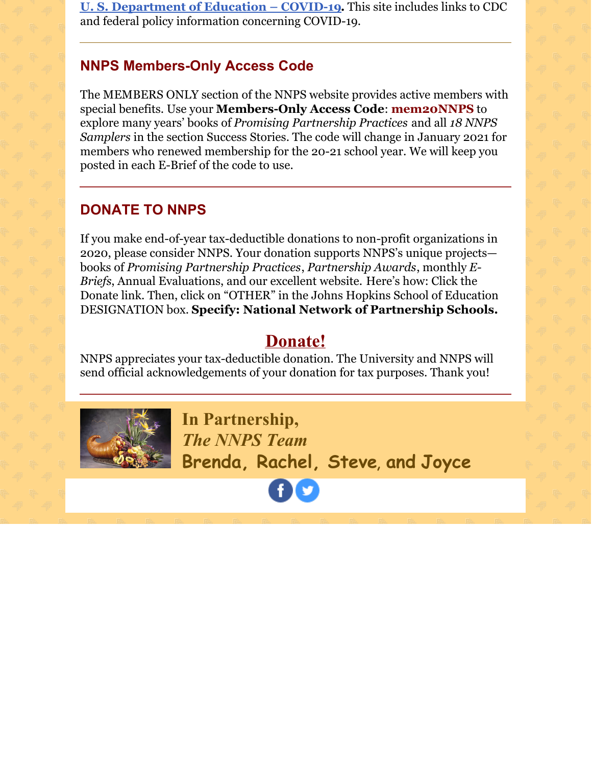**U. S. Department of Education – COVID-19.** This site includes links to CDC and federal policy information concerning COVID-19.

---

## NNPS Members-Only Access Code

The MEMBERS ONLY section of the NNPS website provides active members with special benefits. Use your **Members-Only Access Code**: **mem20NNPS** to explore many years' books of *Promising Partnership Practices* and all *18 NNPS Samplers* in the section Success Stories. The code will change in January 2021 for members who renewed membership for the 20-21 school year. We will keep you posted in each E-Brief of the code to use.

---

## DONATE TO NNPS

If you make end-of-year tax-deductible donations to non-profit organizations in 2020, please consider NNPS. Your donation supports NNPS's unique projects—books of *Promising Partnership Practices*, *Partnership Awards*, monthly *E-Briefs*, Annual Evaluations, and our excellent website. Here's how: Click the Donate link. Then, click on "OTHER" in the Johns Hopkins School of Education DESIGNATION box. **Specify: National Network of Partnership Schools.**

**Donate!**

NNPS appreciates your tax-deductible donation. The University and NNPS will send official acknowledgements of your donation for tax purposes. Thank you!

---

**In Partnership,**
***The NNPS Team***
**Brenda, Rachel, Steve, and Joyce**